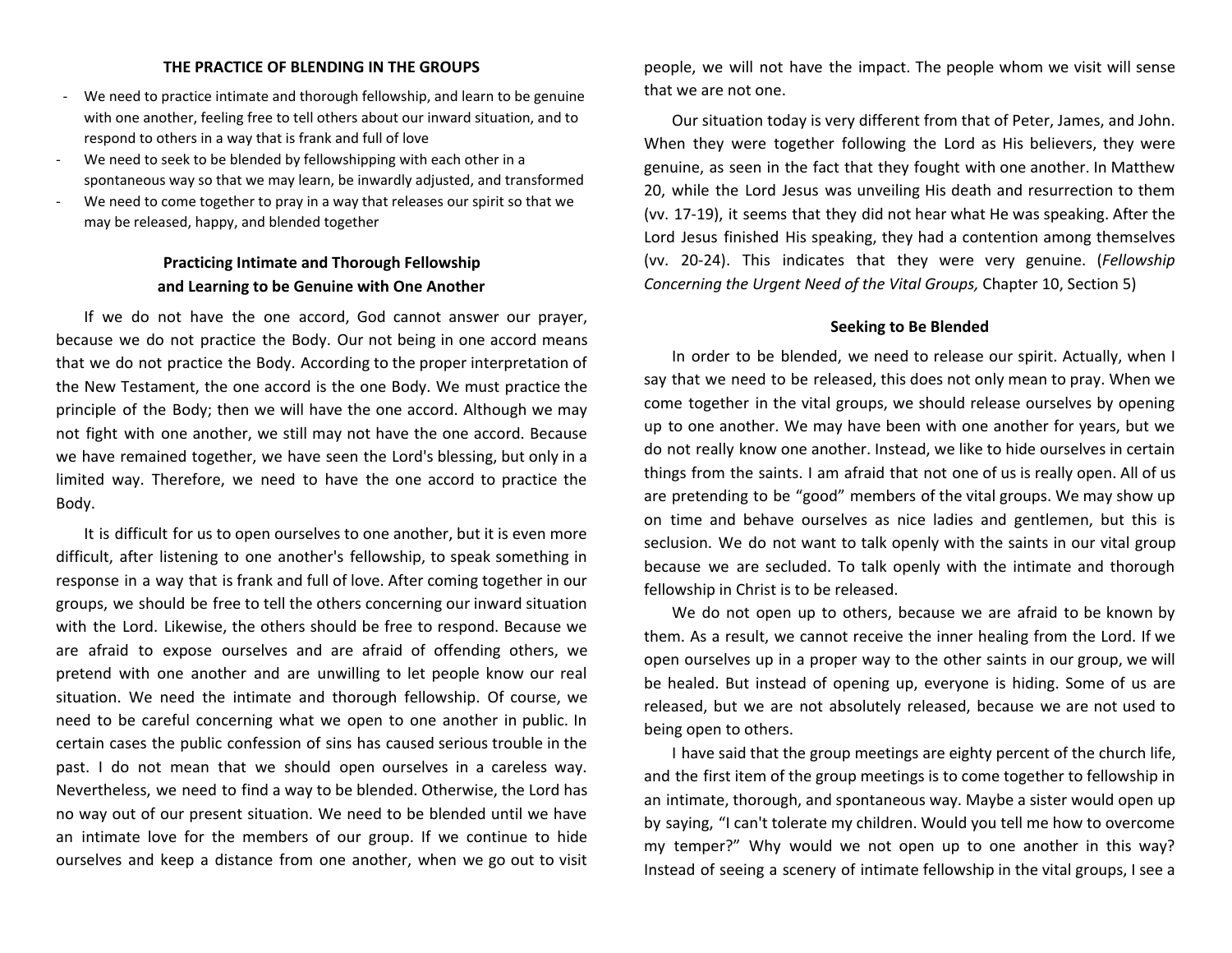## THE PRACTICE OF BLENDING IN THE GROUPS

- We need to practice intimate and thorough fellowship, and learn to be genuine with one another, feeling free to tell others about our inward situation, and to respond to others in a way that is frank and full of love
- We need to seek to be blended by fellowshipping with each other in a spontaneous way so that we may learn, be inwardly adjusted, and transformed
- We need to come together to pray in a way that releases our spirit so that we may be released, happy, and blended together

### Practicing Intimate and Thorough Fellowship and Learning to be Genuine with One Another

If we do not have the one accord, God cannot answer our prayer, because we do not practice the Body. Our not being in one accord means that we do not practice the Body. According to the proper interpretation of the New Testament, the one accord is the one Body. We must practice the principle of the Body; then we will have the one accord. Although we may not fight with one another, we still may not have the one accord. Because we have remained together, we have seen the Lord's blessing, but only in a limited way. Therefore, we need to have the one accord to practice the Body.

It is difficult for us to open ourselves to one another, but it is even more difficult, after listening to one another's fellowship, to speak something in response in a way that is frank and full of love. After coming together in our groups, we should be free to tell the others concerning our inward situation with the Lord. Likewise, the others should be free to respond. Because we are afraid to expose ourselves and are afraid of offending others, we pretend with one another and are unwilling to let people know our real situation. We need the intimate and thorough fellowship. Of course, we need to be careful concerning what we open to one another in public. In certain cases the public confession of sins has caused serious trouble in the past. I do not mean that we should open ourselves in a careless way. Nevertheless, we need to find a way to be blended. Otherwise, the Lord has no way out of our present situation. We need to be blended until we have an intimate love for the members of our group. If we continue to hide ourselves and keep a distance from one another, when we go out to visit people, we will not have the impact. The people whom we visit will sense that we are not one.

Our situation today is very different from that of Peter, James, and John. When they were together following the Lord as His believers, they were genuine, as seen in the fact that they fought with one another. In Matthew 20, while the Lord Jesus was unveiling His death and resurrection to them (vv. 17-19), it seems that they did not hear what He was speaking. After the Lord Jesus finished His speaking, they had a contention among themselves (vv. 20-24). This indicates that they were very genuine. (*Fellowship Concerning the Urgent Need of the Vital Groups,* Chapter 10, Section 5)

### Seeking to Be Blended

In order to be blended, we need to release our spirit. Actually, when I say that we need to be released, this does not only mean to pray. When we come together in the vital groups, we should release ourselves by opening up to one another. We may have been with one another for years, but we do not really know one another. Instead, we like to hide ourselves in certain things from the saints. I am afraid that not one of us is really open. All of us are pretending to be "good" members of the vital groups. We may show up on time and behave ourselves as nice ladies and gentlemen, but this is seclusion. We do not want to talk openly with the saints in our vital group because we are secluded. To talk openly with the intimate and thorough fellowship in Christ is to be released.

We do not open up to others, because we are afraid to be known by them. As a result, we cannot receive the inner healing from the Lord. If we open ourselves up in a proper way to the other saints in our group, we will be healed. But instead of opening up, everyone is hiding. Some of us are released, but we are not absolutely released, because we are not used to being open to others.

I have said that the group meetings are eighty percent of the church life, and the first item of the group meetings is to come together to fellowship in an intimate, thorough, and spontaneous way. Maybe a sister would open up by saying, "I can't tolerate my children. Would you tell me how to overcome my temper?" Why would we not open up to one another in this way? Instead of seeing a scenery of intimate fellowship in the vital groups, I see a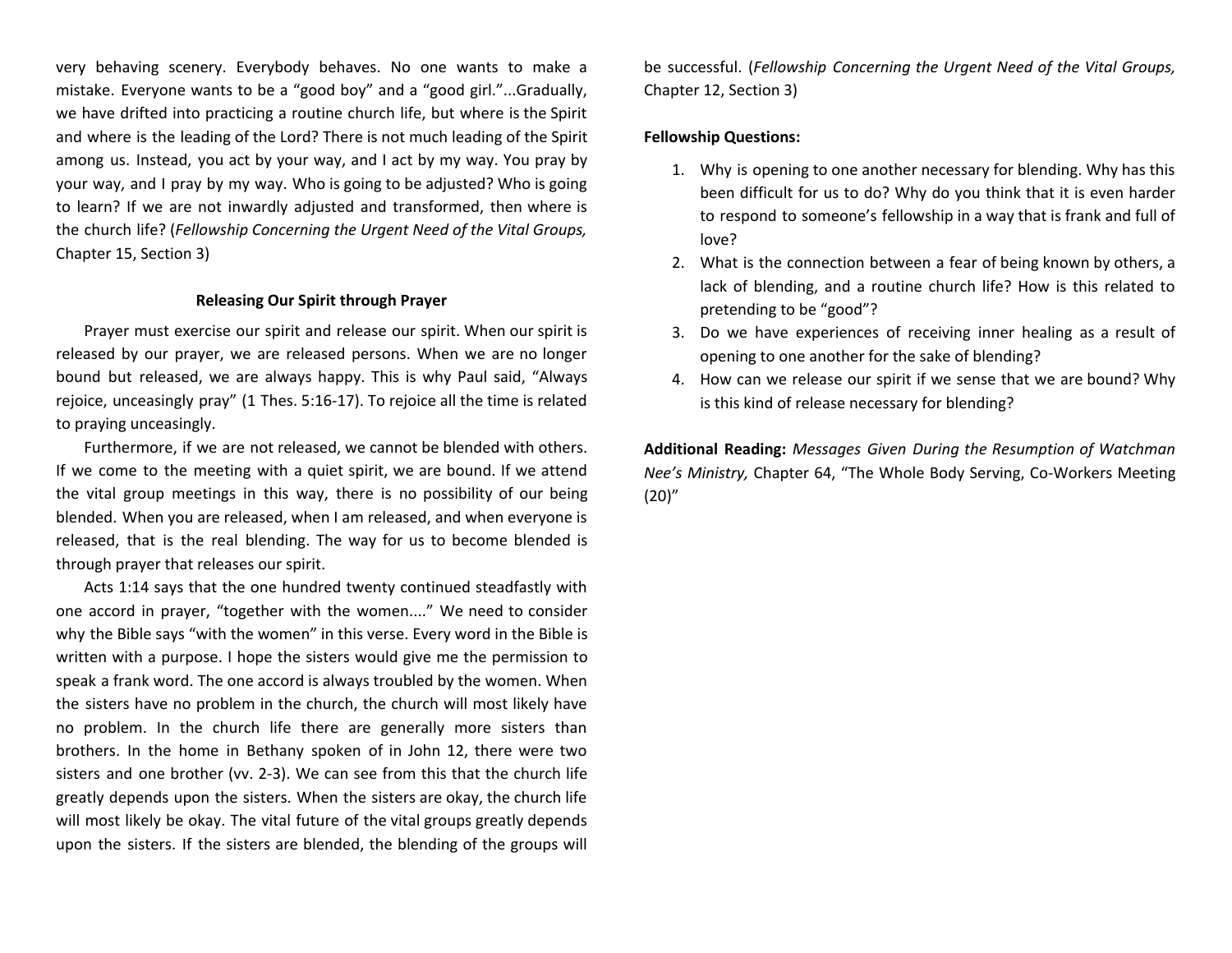very behaving scenery. Everybody behaves. No one wants to make a mistake. Everyone wants to be a "good boy" and a "good girl."...Gradually, we have drifted into practicing a routine church life, but where is the Spirit and where is the leading of the Lord? There is not much leading of the Spirit among us. Instead, you act by your way, and I act by my way. You pray by your way, and I pray by my way. Who is going to be adjusted? Who is going to learn? If we are not inwardly adjusted and transformed, then where is the church life? (*Fellowship Concerning the Urgent Need of the Vital Groups,* Chapter 15, Section 3)

**Releasing Our Spirit through Prayer**

Prayer must exercise our spirit and release our spirit. When our spirit is released by our prayer, we are released persons. When we are no longer bound but released, we are always happy. This is why Paul said, "Always rejoice, unceasingly pray" (1 Thes. 5:16-17). To rejoice all the time is related to praying unceasingly.

Furthermore, if we are not released, we cannot be blended with others. If we come to the meeting with a quiet spirit, we are bound. If we attend the vital group meetings in this way, there is no possibility of our being blended. When you are released, when I am released, and when everyone is released, that is the real blending. The way for us to become blended is through prayer that releases our spirit.

Acts 1:14 says that the one hundred twenty continued steadfastly with one accord in prayer, "together with the women...." We need to consider why the Bible says "with the women" in this verse. Every word in the Bible is written with a purpose. I hope the sisters would give me the permission to speak a frank word. The one accord is always troubled by the women. When the sisters have no problem in the church, the church will most likely have no problem. In the church life there are generally more sisters than brothers. In the home in Bethany spoken of in John 12, there were two sisters and one brother (vv. 2-3). We can see from this that the church life greatly depends upon the sisters. When the sisters are okay, the church life will most likely be okay. The vital future of the vital groups greatly depends upon the sisters. If the sisters are blended, the blending of the groups will be successful. (*Fellowship Concerning the Urgent Need of the Vital Groups,* Chapter 12, Section 3)

**Fellowship Questions:**

1. Why is opening to one another necessary for blending. Why has this been difficult for us to do? Why do you think that it is even harder to respond to someone's fellowship in a way that is frank and full of love?
2. What is the connection between a fear of being known by others, a lack of blending, and a routine church life? How is this related to pretending to be "good"?
3. Do we have experiences of receiving inner healing as a result of opening to one another for the sake of blending?
4. How can we release our spirit if we sense that we are bound? Why is this kind of release necessary for blending?

**Additional Reading:** *Messages Given During the Resumption of Watchman Nee's Ministry,* Chapter 64, "The Whole Body Serving, Co-Workers Meeting (20)"